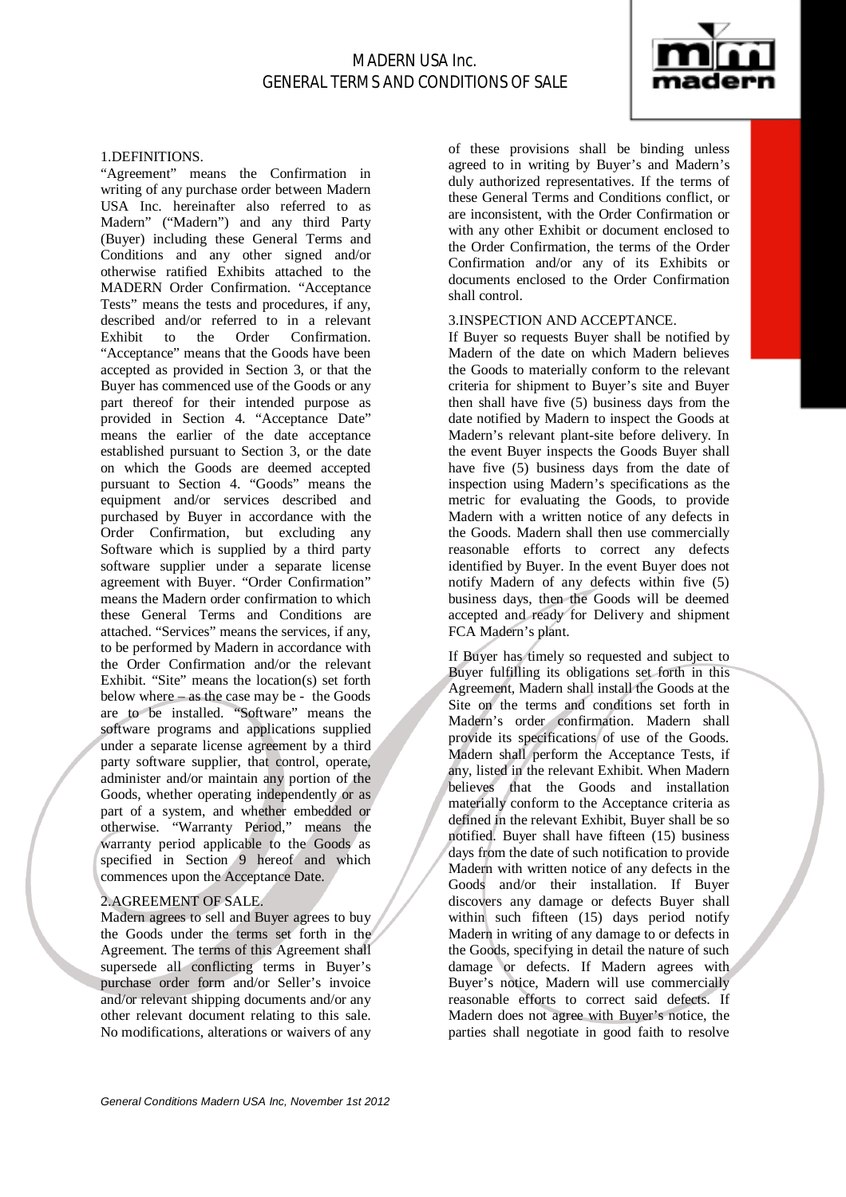# MADERN USA Inc.
# GENERAL TERMS AND CONDITIONS OF SALE

## 1.DEFINITIONS.

"Agreement" means the Confirmation in writing of any purchase order between Madern USA Inc. hereinafter also referred to as Madern" ("Madern") and any third Party (Buyer) including these General Terms and Conditions and any other signed and/or otherwise ratified Exhibits attached to the MADERN Order Confirmation. "Acceptance Tests" means the tests and procedures, if any, described and/or referred to in a relevant Exhibit to the Order Confirmation. "Acceptance" means that the Goods have been accepted as provided in Section 3, or that the Buyer has commenced use of the Goods or any part thereof for their intended purpose as provided in Section 4. "Acceptance Date" means the earlier of the date acceptance established pursuant to Section 3, or the date on which the Goods are deemed accepted pursuant to Section 4. "Goods" means the equipment and/or services described and purchased by Buyer in accordance with the Order Confirmation, but excluding any Software which is supplied by a third party software supplier under a separate license agreement with Buyer. "Order Confirmation" means the Madern order confirmation to which these General Terms and Conditions are attached. "Services" means the services, if any, to be performed by Madern in accordance with the Order Confirmation and/or the relevant Exhibit. "Site" means the location(s) set forth below where – as the case may be - the Goods are to be installed. "Software" means the software programs and applications supplied under a separate license agreement by a third party software supplier, that control, operate, administer and/or maintain any portion of the Goods, whether operating independently or as part of a system, and whether embedded or otherwise. "Warranty Period," means the warranty period applicable to the Goods as specified in Section 9 hereof and which commences upon the Acceptance Date.

## 2.AGREEMENT OF SALE.

Madern agrees to sell and Buyer agrees to buy the Goods under the terms set forth in the Agreement. The terms of this Agreement shall supersede all conflicting terms in Buyer's purchase order form and/or Seller's invoice and/or relevant shipping documents and/or any other relevant document relating to this sale. No modifications, alterations or waivers of any of these provisions shall be binding unless agreed to in writing by Buyer's and Madern's duly authorized representatives. If the terms of these General Terms and Conditions conflict, or are inconsistent, with the Order Confirmation or with any other Exhibit or document enclosed to the Order Confirmation, the terms of the Order Confirmation and/or any of its Exhibits or documents enclosed to the Order Confirmation shall control.

## 3.INSPECTION AND ACCEPTANCE.

If Buyer so requests Buyer shall be notified by Madern of the date on which Madern believes the Goods to materially conform to the relevant criteria for shipment to Buyer's site and Buyer then shall have five (5) business days from the date notified by Madern to inspect the Goods at Madern's relevant plant-site before delivery. In the event Buyer inspects the Goods Buyer shall have five (5) business days from the date of inspection using Madern's specifications as the metric for evaluating the Goods, to provide Madern with a written notice of any defects in the Goods. Madern shall then use commercially reasonable efforts to correct any defects identified by Buyer. In the event Buyer does not notify Madern of any defects within five (5) business days, then the Goods will be deemed accepted and ready for Delivery and shipment FCA Madern's plant.

If Buyer has timely so requested and subject to Buyer fulfilling its obligations set forth in this Agreement, Madern shall install the Goods at the Site on the terms and conditions set forth in Madern's order confirmation. Madern shall provide its specifications of use of the Goods. Madern shall perform the Acceptance Tests, if any, listed in the relevant Exhibit. When Madern believes that the Goods and installation materially conform to the Acceptance criteria as defined in the relevant Exhibit, Buyer shall be so notified. Buyer shall have fifteen (15) business days from the date of such notification to provide Madern with written notice of any defects in the Goods and/or their installation. If Buyer discovers any damage or defects Buyer shall within such fifteen (15) days period notify Madern in writing of any damage to or defects in the Goods, specifying in detail the nature of such damage or defects. If Madern agrees with Buyer's notice, Madern will use commercially reasonable efforts to correct said defects. If Madern does not agree with Buyer's notice, the parties shall negotiate in good faith to resolve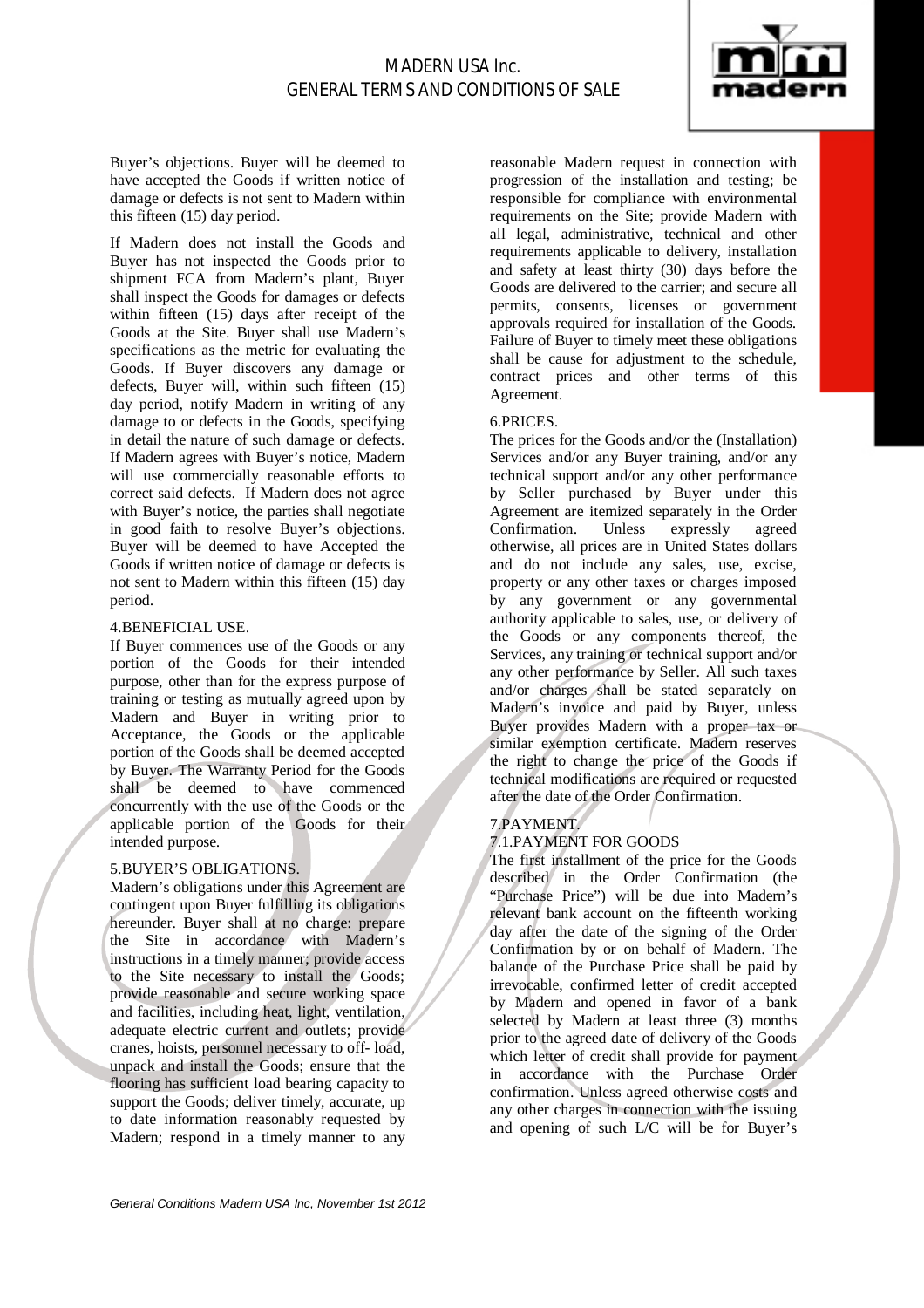Buyer's objections. Buyer will be deemed to have accepted the Goods if written notice of damage or defects is not sent to Madern within this fifteen (15) day period.

If Madern does not install the Goods and Buyer has not inspected the Goods prior to shipment FCA from Madern's plant, Buyer shall inspect the Goods for damages or defects within fifteen (15) days after receipt of the Goods at the Site. Buyer shall use Madern's specifications as the metric for evaluating the Goods. If Buyer discovers any damage or defects, Buyer will, within such fifteen (15) day period, notify Madern in writing of any damage to or defects in the Goods, specifying in detail the nature of such damage or defects. If Madern agrees with Buyer's notice, Madern will use commercially reasonable efforts to correct said defects. If Madern does not agree with Buyer's notice, the parties shall negotiate in good faith to resolve Buyer's objections. Buyer will be deemed to have Accepted the Goods if written notice of damage or defects is not sent to Madern within this fifteen (15) day period.

## 4.BENEFICIAL USE.

If Buyer commences use of the Goods or any portion of the Goods for their intended purpose, other than for the express purpose of training or testing as mutually agreed upon by Madern and Buyer in writing prior to Acceptance, the Goods or the applicable portion of the Goods shall be deemed accepted by Buyer. The Warranty Period for the Goods shall be deemed to have commenced concurrently with the use of the Goods or the applicable portion of the Goods for their intended purpose.

## 5.BUYER'S OBLIGATIONS.

Madern's obligations under this Agreement are contingent upon Buyer fulfilling its obligations hereunder. Buyer shall at no charge: prepare the Site in accordance with Madern's instructions in a timely manner; provide access to the Site necessary to install the Goods; provide reasonable and secure working space and facilities, including heat, light, ventilation, adequate electric current and outlets; provide cranes, hoists, personnel necessary to off- load, unpack and install the Goods; ensure that the flooring has sufficient load bearing capacity to support the Goods; deliver timely, accurate, up to date information reasonably requested by Madern; respond in a timely manner to any reasonable Madern request in connection with progression of the installation and testing; be responsible for compliance with environmental requirements on the Site; provide Madern with all legal, administrative, technical and other requirements applicable to delivery, installation and safety at least thirty (30) days before the Goods are delivered to the carrier; and secure all permits, consents, licenses or government approvals required for installation of the Goods. Failure of Buyer to timely meet these obligations shall be cause for adjustment to the schedule, contract prices and other terms of this Agreement.

## 6.PRICES.

The prices for the Goods and/or the (Installation) Services and/or any Buyer training, and/or any technical support and/or any other performance by Seller purchased by Buyer under this Agreement are itemized separately in the Order Confirmation. Unless expressly agreed otherwise, all prices are in United States dollars and do not include any sales, use, excise, property or any other taxes or charges imposed by any government or any governmental authority applicable to sales, use, or delivery of the Goods or any components thereof, the Services, any training or technical support and/or any other performance by Seller. All such taxes and/or charges shall be stated separately on Madern's invoice and paid by Buyer, unless Buyer provides Madern with a proper tax or similar exemption certificate. Madern reserves the right to change the price of the Goods if technical modifications are required or requested after the date of the Order Confirmation.

## 7.PAYMENT.

### 7.1.PAYMENT FOR GOODS

The first installment of the price for the Goods described in the Order Confirmation (the "Purchase Price") will be due into Madern's relevant bank account on the fifteenth working day after the date of the signing of the Order Confirmation by or on behalf of Madern. The balance of the Purchase Price shall be paid by irrevocable, confirmed letter of credit accepted by Madern and opened in favor of a bank selected by Madern at least three (3) months prior to the agreed date of delivery of the Goods which letter of credit shall provide for payment in accordance with the Purchase Order confirmation. Unless agreed otherwise costs and any other charges in connection with the issuing and opening of such L/C will be for Buyer's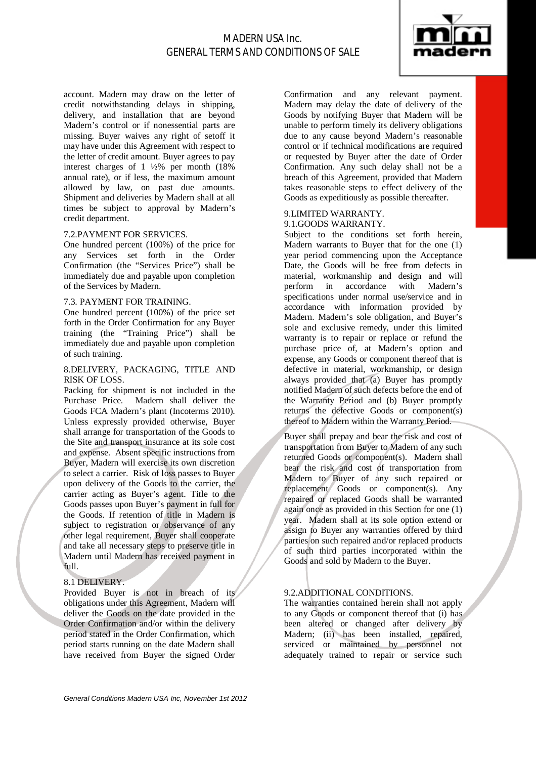account. Madern may draw on the letter of credit notwithstanding delays in shipping, delivery, and installation that are beyond Madern's control or if nonessential parts are missing. Buyer waives any right of setoff it may have under this Agreement with respect to the letter of credit amount. Buyer agrees to pay interest charges of 1 ½% per month (18% annual rate), or if less, the maximum amount allowed by law, on past due amounts. Shipment and deliveries by Madern shall at all times be subject to approval by Madern's credit department.

7.2.PAYMENT FOR SERVICES.

One hundred percent (100%) of the price for any Services set forth in the Order Confirmation (the "Services Price") shall be immediately due and payable upon completion of the Services by Madern.

7.3. PAYMENT FOR TRAINING.

One hundred percent (100%) of the price set forth in the Order Confirmation for any Buyer training (the "Training Price") shall be immediately due and payable upon completion of such training.

8.DELIVERY, PACKAGING, TITLE AND RISK OF LOSS.

Packing for shipment is not included in the Purchase Price. Madern shall deliver the Goods FCA Madern's plant (Incoterms 2010). Unless expressly provided otherwise, Buyer shall arrange for transportation of the Goods to the Site and transport insurance at its sole cost and expense. Absent specific instructions from Buyer, Madern will exercise its own discretion to select a carrier. Risk of loss passes to Buyer upon delivery of the Goods to the carrier, the carrier acting as Buyer's agent. Title to the Goods passes upon Buyer's payment in full for the Goods. If retention of title in Madern is subject to registration or observance of any other legal requirement, Buyer shall cooperate and take all necessary steps to preserve title in Madern until Madern has received payment in full.

8.1 DELIVERY.

Provided Buyer is not in breach of its obligations under this Agreement, Madern will deliver the Goods on the date provided in the Order Confirmation and/or within the delivery period stated in the Order Confirmation, which period starts running on the date Madern shall have received from Buyer the signed Order Confirmation and any relevant payment. Madern may delay the date of delivery of the Goods by notifying Buyer that Madern will be unable to perform timely its delivery obligations due to any cause beyond Madern's reasonable control or if technical modifications are required or requested by Buyer after the date of Order Confirmation. Any such delay shall not be a breach of this Agreement, provided that Madern takes reasonable steps to effect delivery of the Goods as expeditiously as possible thereafter.

9.LIMITED WARRANTY.

9.1.GOODS WARRANTY.

Subject to the conditions set forth herein, Madern warrants to Buyer that for the one (1) year period commencing upon the Acceptance Date, the Goods will be free from defects in material, workmanship and design and will perform in accordance with Madern's specifications under normal use/service and in accordance with information provided by Madern. Madern's sole obligation, and Buyer's sole and exclusive remedy, under this limited warranty is to repair or replace or refund the purchase price of, at Madern's option and expense, any Goods or component thereof that is defective in material, workmanship, or design always provided that (a) Buyer has promptly notified Madern of such defects before the end of the Warranty Period and (b) Buyer promptly returns the defective Goods or component(s) thereof to Madern within the Warranty Period.

Buyer shall prepay and bear the risk and cost of transportation from Buyer to Madern of any such returned Goods or component(s). Madern shall bear the risk and cost of transportation from Madern to Buyer of any such repaired or replacement Goods or component(s). Any repaired or replaced Goods shall be warranted again once as provided in this Section for one (1) year. Madern shall at its sole option extend or assign to Buyer any warranties offered by third parties on such repaired and/or replaced products of such third parties incorporated within the Goods and sold by Madern to the Buyer.

9.2.ADDITIONAL CONDITIONS.

The warranties contained herein shall not apply to any Goods or component thereof that (i) has been altered or changed after delivery by Madern; (ii) has been installed, repaired, serviced or maintained by personnel not adequately trained to repair or service such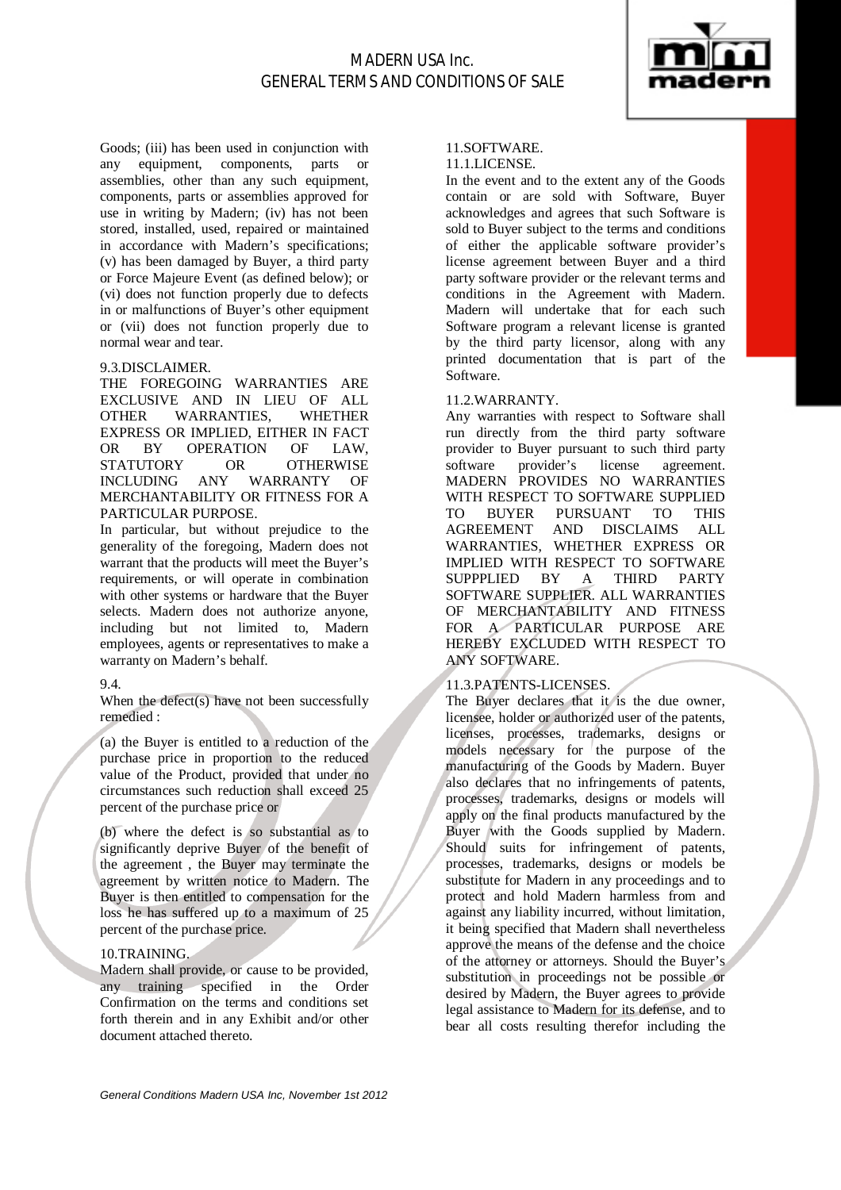Goods; (iii) has been used in conjunction with any equipment, components, parts or assemblies, other than any such equipment, components, parts or assemblies approved for use in writing by Madern; (iv) has not been stored, installed, used, repaired or maintained in accordance with Madern's specifications; (v) has been damaged by Buyer, a third party or Force Majeure Event (as defined below); or (vi) does not function properly due to defects in or malfunctions of Buyer's other equipment or (vii) does not function properly due to normal wear and tear.

9.3.DISCLAIMER.

THE FOREGOING WARRANTIES ARE EXCLUSIVE AND IN LIEU OF ALL OTHER WARRANTIES, WHETHER EXPRESS OR IMPLIED, EITHER IN FACT OR BY OPERATION OF LAW, STATUTORY OR OTHERWISE INCLUDING ANY WARRANTY OF MERCHANTABILITY OR FITNESS FOR A PARTICULAR PURPOSE.

In particular, but without prejudice to the generality of the foregoing, Madern does not warrant that the products will meet the Buyer's requirements, or will operate in combination with other systems or hardware that the Buyer selects. Madern does not authorize anyone, including but not limited to, Madern employees, agents or representatives to make a warranty on Madern's behalf.

9.4.

When the defect(s) have not been successfully remedied :

(a) the Buyer is entitled to a reduction of the purchase price in proportion to the reduced value of the Product, provided that under no circumstances shall such reduction exceed 25 percent of the purchase price or

(b) where the defect is so substantial as to significantly deprive Buyer of the benefit of the agreement , the Buyer may terminate the agreement by written notice to Madern. The Buyer is then entitled to compensation for the loss he has suffered up to a maximum of 25 percent of the purchase price.

10.TRAINING.

Madern shall provide, or cause to be provided, any training specified in the Order Confirmation on the terms and conditions set forth therein and in any Exhibit and/or other document attached thereto.

11.SOFTWARE.

11.1.LICENSE.

In the event and to the extent any of the Goods contain or are sold with Software, Buyer acknowledges and agrees that such Software is sold to Buyer subject to the terms and conditions of either the applicable software provider's license agreement between Buyer and a third party software provider or the relevant terms and conditions in the Agreement with Madern. Madern will undertake that for each such Software program a relevant license is granted by the third party licensor, along with any printed documentation that is part of the Software.

11.2.WARRANTY.

Any warranties with respect to Software shall run directly from the third party software provider to Buyer pursuant to such third party software provider's license agreement. MADERN PROVIDES NO WARRANTIES WITH RESPECT TO SOFTWARE SUPPLIED TO BUYER PURSUANT TO THIS AGREEMENT AND DISCLAIMS ALL WARRANTIES, WHETHER EXPRESS OR IMPLIED WITH RESPECT TO SOFTWARE SUPPPLIED BY A THIRD PARTY SOFTWARE SUPPLIER. ALL WARRANTIES OF MERCHANTABILITY AND FITNESS FOR A PARTICULAR PURPOSE ARE HEREBY EXCLUDED WITH RESPECT TO ANY SOFTWARE.

11.3.PATENTS-LICENSES.

The Buyer declares that it is the due owner, licensee, holder or authorized user of the patents, licenses, processes, trademarks, designs or models necessary for the purpose of the manufacturing of the Goods by Madern. Buyer also declares that no infringements of patents, processes, trademarks, designs or models will apply on the final products manufactured by the Buyer with the Goods supplied by Madern. Should suits for infringement of patents, processes, trademarks, designs or models be substitute for Madern in any proceedings and to protect and hold Madern harmless from and against any liability incurred, without limitation, it being specified that Madern shall nevertheless approve the means of the defense and the choice of the attorney or attorneys. Should the Buyer's substitution in proceedings not be possible or desired by Madern, the Buyer agrees to provide legal assistance to Madern for its defense, and to bear all costs resulting therefor including the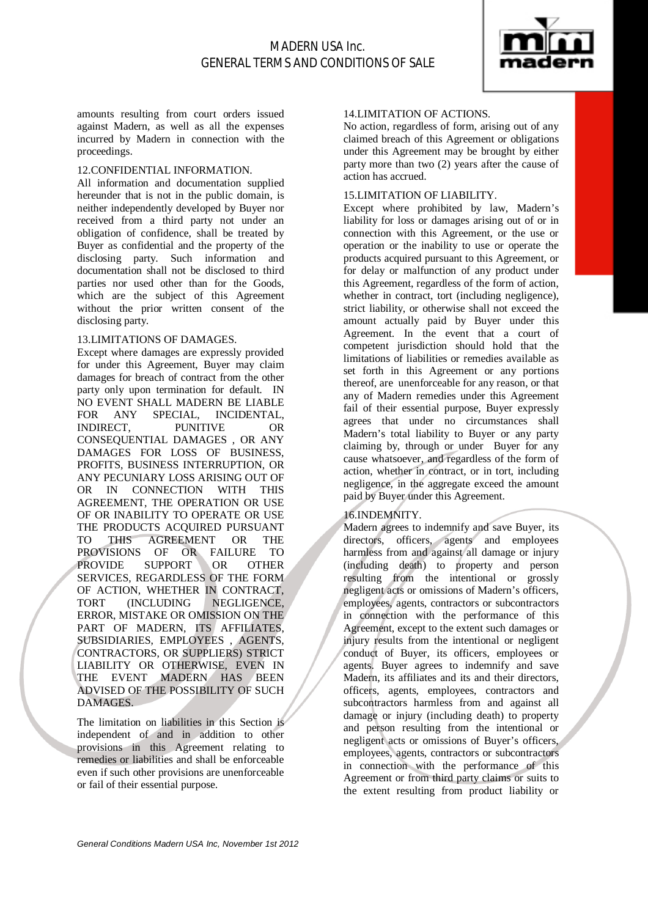amounts resulting from court orders issued against Madern, as well as all the expenses incurred by Madern in connection with the proceedings.

## 12.CONFIDENTIAL INFORMATION.

All information and documentation supplied hereunder that is not in the public domain, is neither independently developed by Buyer nor received from a third party not under an obligation of confidence, shall be treated by Buyer as confidential and the property of the disclosing party. Such information and documentation shall not be disclosed to third parties nor used other than for the Goods, which are the subject of this Agreement without the prior written consent of the disclosing party.

## 13.LIMITATIONS OF DAMAGES.

Except where damages are expressly provided for under this Agreement, Buyer may claim damages for breach of contract from the other party only upon termination for default. IN NO EVENT SHALL MADERN BE LIABLE FOR ANY SPECIAL, INCIDENTAL, INDIRECT, PUNITIVE OR CONSEQUENTIAL DAMAGES , OR ANY DAMAGES FOR LOSS OF BUSINESS, PROFITS, BUSINESS INTERRUPTION, OR ANY PECUNIARY LOSS ARISING OUT OF OR IN CONNECTION WITH THIS AGREEMENT, THE OPERATION OR USE OF OR INABILITY TO OPERATE OR USE THE PRODUCTS ACQUIRED PURSUANT TO THIS AGREEMENT OR THE PROVISIONS OF OR FAILURE TO PROVIDE SUPPORT OR OTHER SERVICES, REGARDLESS OF THE FORM OF ACTION, WHETHER IN CONTRACT, TORT (INCLUDING NEGLIGENCE, ERROR, MISTAKE OR OMISSION ON THE PART OF MADERN, ITS AFFILIATES, SUBSIDIARIES, EMPLOYEES , AGENTS, CONTRACTORS, OR SUPPLIERS) STRICT LIABILITY OR OTHERWISE, EVEN IN THE EVENT MADERN HAS BEEN ADVISED OF THE POSSIBILITY OF SUCH DAMAGES.

The limitation on liabilities in this Section is independent of and in addition to other provisions in this Agreement relating to remedies or liabilities and shall be enforceable even if such other provisions are unenforceable or fail of their essential purpose.

## 14.LIMITATION OF ACTIONS.

No action, regardless of form, arising out of any claimed breach of this Agreement or obligations under this Agreement may be brought by either party more than two (2) years after the cause of action has accrued.

## 15.LIMITATION OF LIABILITY.

Except where prohibited by law, Madern's liability for loss or damages arising out of or in connection with this Agreement, or the use or operation or the inability to use or operate the products acquired pursuant to this Agreement, or for delay or malfunction of any product under this Agreement, regardless of the form of action, whether in contract, tort (including negligence), strict liability, or otherwise shall not exceed the amount actually paid by Buyer under this Agreement. In the event that a court of competent jurisdiction should hold that the limitations of liabilities or remedies available as set forth in this Agreement or any portions thereof, are unenforceable for any reason, or that any of Madern remedies under this Agreement fail of their essential purpose, Buyer expressly agrees that under no circumstances shall Madern's total liability to Buyer or any party claiming by, through or under Buyer for any cause whatsoever, and regardless of the form of action, whether in contract, or in tort, including negligence, in the aggregate exceed the amount paid by Buyer under this Agreement.

## 16.INDEMNITY.

Madern agrees to indemnify and save Buyer, its directors, officers, agents and employees harmless from and against all damage or injury (including death) to property and person resulting from the intentional or grossly negligent acts or omissions of Madern's officers, employees, agents, contractors or subcontractors in connection with the performance of this Agreement, except to the extent such damages or injury results from the intentional or negligent conduct of Buyer, its officers, employees or agents. Buyer agrees to indemnify and save Madern, its affiliates and its and their directors, officers, agents, employees, contractors and subcontractors harmless from and against all damage or injury (including death) to property and person resulting from the intentional or negligent acts or omissions of Buyer's officers, employees, agents, contractors or subcontractors in connection with the performance of this Agreement or from third party claims or suits to the extent resulting from product liability or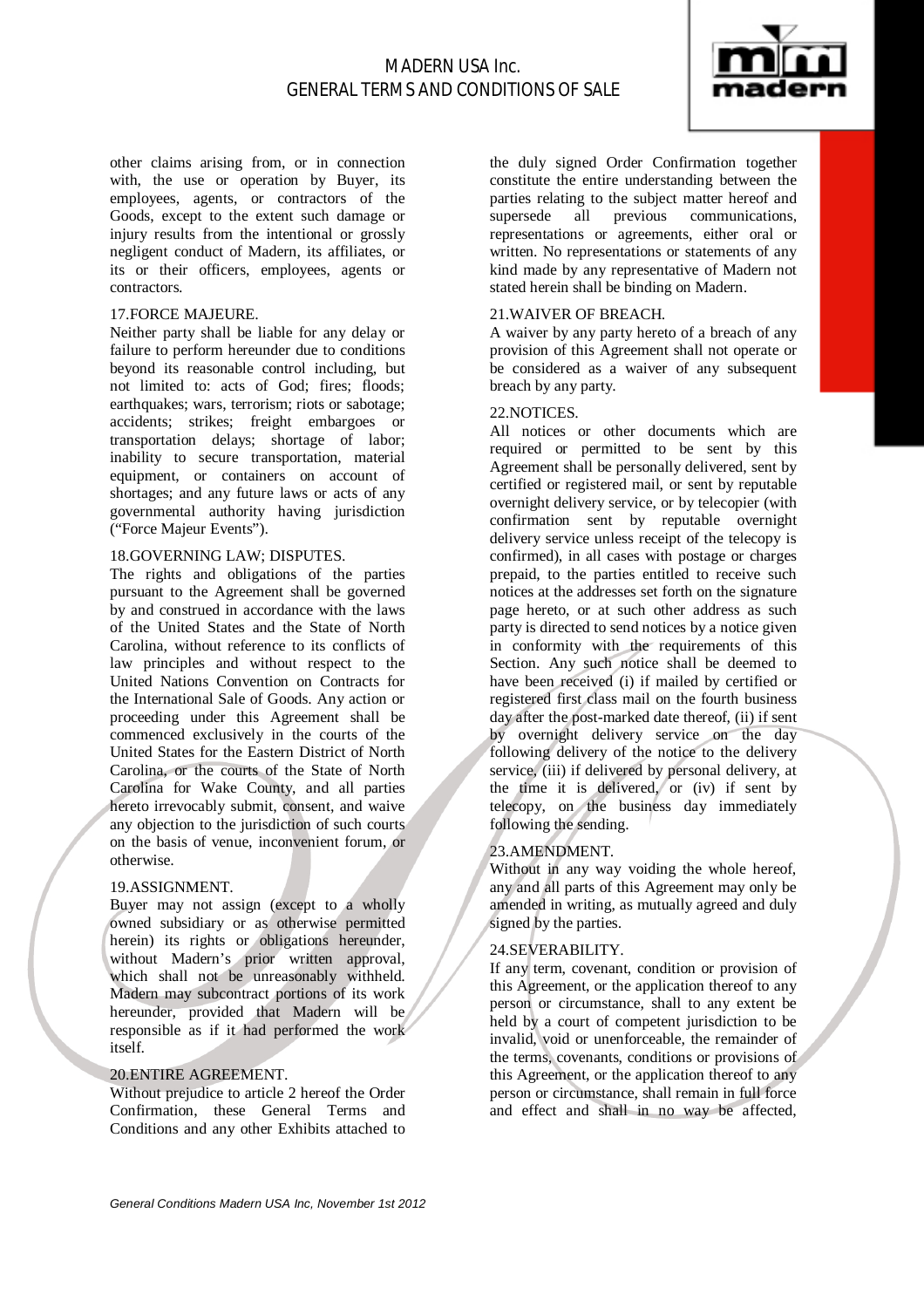other claims arising from, or in connection with, the use or operation by Buyer, its employees, agents, or contractors of the Goods, except to the extent such damage or injury results from the intentional or grossly negligent conduct of Madern, its affiliates, or its or their officers, employees, agents or contractors.

17.FORCE MAJEURE.

Neither party shall be liable for any delay or failure to perform hereunder due to conditions beyond its reasonable control including, but not limited to: acts of God; fires; floods; earthquakes; wars, terrorism; riots or sabotage; accidents; strikes; freight embargoes or transportation delays; shortage of labor; inability to secure transportation, material equipment, or containers on account of shortages; and any future laws or acts of any governmental authority having jurisdiction ("Force Majeur Events").

18.GOVERNING LAW; DISPUTES.

The rights and obligations of the parties pursuant to the Agreement shall be governed by and construed in accordance with the laws of the United States and the State of North Carolina, without reference to its conflicts of law principles and without respect to the United Nations Convention on Contracts for the International Sale of Goods. Any action or proceeding under this Agreement shall be commenced exclusively in the courts of the United States for the Eastern District of North Carolina, or the courts of the State of North Carolina for Wake County, and all parties hereto irrevocably submit, consent, and waive any objection to the jurisdiction of such courts on the basis of venue, inconvenient forum, or otherwise.

19.ASSIGNMENT.

Buyer may not assign (except to a wholly owned subsidiary or as otherwise permitted herein) its rights or obligations hereunder, without Madern's prior written approval, which shall not be unreasonably withheld. Madern may subcontract portions of its work hereunder, provided that Madern will be responsible as if it had performed the work itself.

20.ENTIRE AGREEMENT.

Without prejudice to article 2 hereof the Order Confirmation, these General Terms and Conditions and any other Exhibits attached to the duly signed Order Confirmation together constitute the entire understanding between the parties relating to the subject matter hereof and supersede all previous communications, representations or agreements, either oral or written. No representations or statements of any kind made by any representative of Madern not stated herein shall be binding on Madern.

21.WAIVER OF BREACH.

A waiver by any party hereto of a breach of any provision of this Agreement shall not operate or be considered as a waiver of any subsequent breach by any party.

22.NOTICES.

All notices or other documents which are required or permitted to be sent by this Agreement shall be personally delivered, sent by certified or registered mail, or sent by reputable overnight delivery service, or by telecopier (with confirmation sent by reputable overnight delivery service unless receipt of the telecopy is confirmed), in all cases with postage or charges prepaid, to the parties entitled to receive such notices at the addresses set forth on the signature page hereto, or at such other address as such party is directed to send notices by a notice given in conformity with the requirements of this Section. Any such notice shall be deemed to have been received (i) if mailed by certified or registered first class mail on the fourth business day after the post-marked date thereof, (ii) if sent by overnight delivery service on the day following delivery of the notice to the delivery service, (iii) if delivered by personal delivery, at the time it is delivered, or (iv) if sent by telecopy, on the business day immediately following the sending.

23.AMENDMENT.

Without in any way voiding the whole hereof, any and all parts of this Agreement may only be amended in writing, as mutually agreed and duly signed by the parties.

24.SEVERABILITY.

If any term, covenant, condition or provision of this Agreement, or the application thereof to any person or circumstance, shall to any extent be held by a court of competent jurisdiction to be invalid, void or unenforceable, the remainder of the terms, covenants, conditions or provisions of this Agreement, or the application thereof to any person or circumstance, shall remain in full force and effect and shall in no way be affected,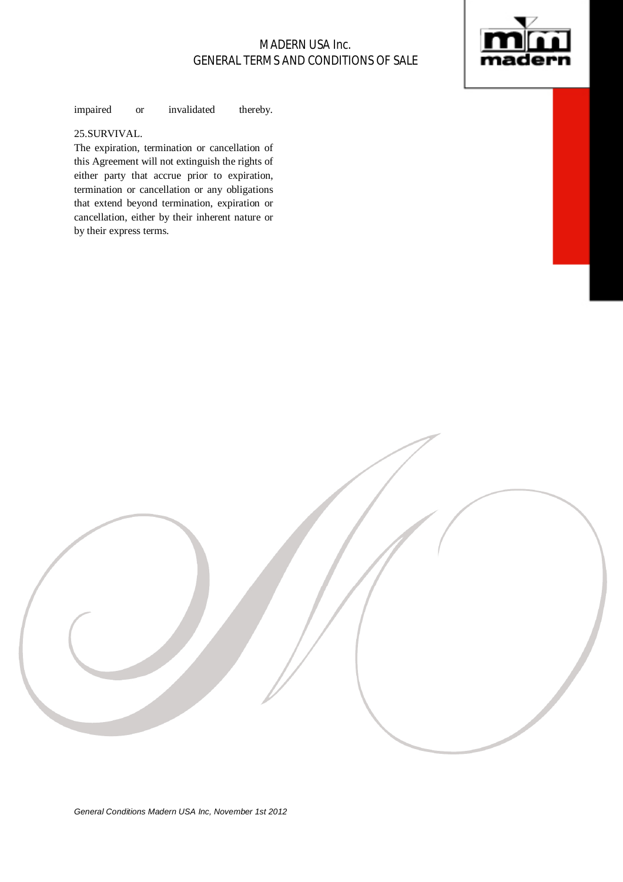impaired or invalidated thereby.

25.SURVIVAL.

The expiration, termination or cancellation of this Agreement will not extinguish the rights of either party that accrue prior to expiration, termination or cancellation or any obligations that extend beyond termination, expiration or cancellation, either by their inherent nature or by their express terms.